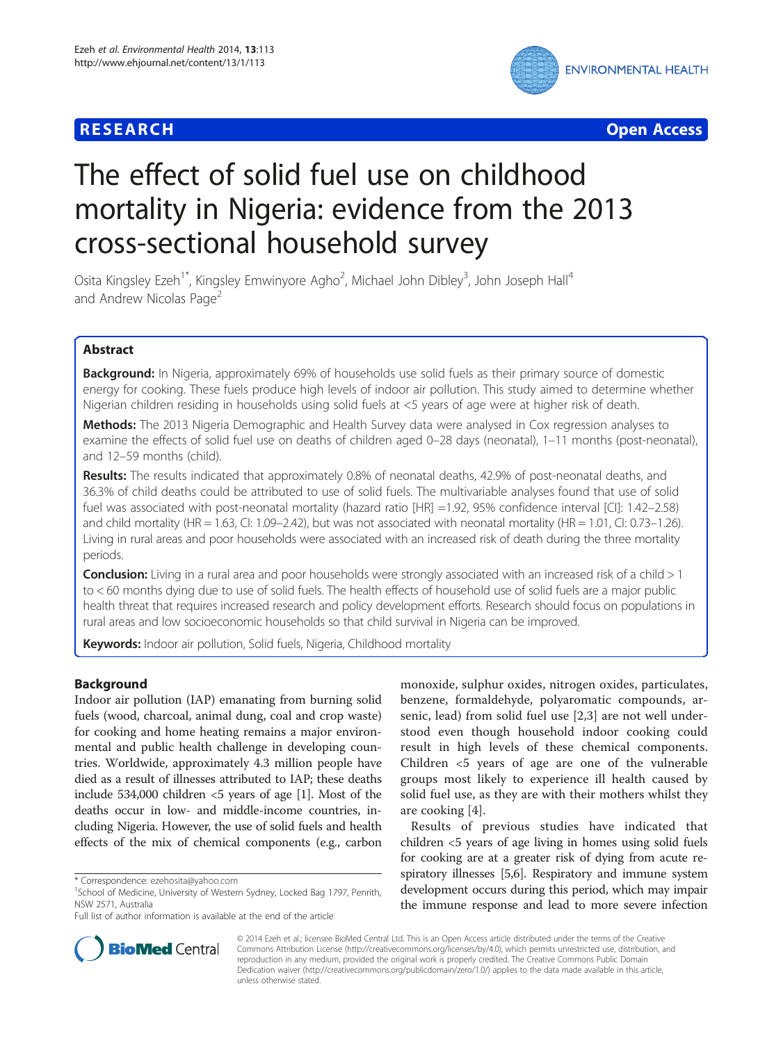**RESEARCH Open Access**

# The effect of solid fuel use on childhood mortality in Nigeria: evidence from the 2013 cross-sectional household survey

Osita Kingsley Ezeh[1*], Kingsley Emwinyore Agho[2], Michael John Dibley[3], John Joseph Hall[4] and Andrew Nicolas Page[2]

## Abstract

**Background:** In Nigeria, approximately 69% of households use solid fuels as their primary source of domestic energy for cooking. These fuels produce high levels of indoor air pollution. This study aimed to determine whether Nigerian children residing in households using solid fuels at <5 years of age were at higher risk of death.

**Methods:** The 2013 Nigeria Demographic and Health Survey data were analysed in Cox regression analyses to examine the effects of solid fuel use on deaths of children aged 0–28 days (neonatal), 1–11 months (post-neonatal), and 12–59 months (child).

**Results:** The results indicated that approximately 0.8% of neonatal deaths, 42.9% of post-neonatal deaths, and 36.3% of child deaths could be attributed to use of solid fuels. The multivariable analyses found that use of solid fuel was associated with post-neonatal mortality (hazard ratio [HR] =1.92, 95% confidence interval [CI]: 1.42–2.58) and child mortality (HR = 1.63, CI: 1.09–2.42), but was not associated with neonatal mortality (HR = 1.01, CI: 0.73–1.26). Living in rural areas and poor households were associated with an increased risk of death during the three mortality periods.

**Conclusion:** Living in a rural area and poor households were strongly associated with an increased risk of a child > 1 to < 60 months dying due to use of solid fuels. The health effects of household use of solid fuels are a major public health threat that requires increased research and policy development efforts. Research should focus on populations in rural areas and low socioeconomic households so that child survival in Nigeria can be improved.

**Keywords:** Indoor air pollution, Solid fuels, Nigeria, Childhood mortality

## Background

Indoor air pollution (IAP) emanating from burning solid fuels (wood, charcoal, animal dung, coal and crop waste) for cooking and home heating remains a major environmental and public health challenge in developing countries. Worldwide, approximately 4.3 million people have died as a result of illnesses attributed to IAP; these deaths include 534,000 children <5 years of age [1]. Most of the deaths occur in low- and middle-income countries, including Nigeria. However, the use of solid fuels and health effects of the mix of chemical components (e.g., carbon monoxide, sulphur oxides, nitrogen oxides, particulates, benzene, formaldehyde, polyaromatic compounds, arsenic, lead) from solid fuel use [2,3] are not well understood even though household indoor cooking could result in high levels of these chemical components. Children <5 years of age are one of the vulnerable groups most likely to experience ill health caused by solid fuel use, as they are with their mothers whilst they are cooking [4].

Results of previous studies have indicated that children <5 years of age living in homes using solid fuels for cooking are at a greater risk of dying from acute respiratory illnesses [5,6]. Respiratory and immune system development occurs during this period, which may impair the immune response and lead to more severe infection

\* Correspondence: ezehosita@yahoo.com
[1]School of Medicine, University of Western Sydney, Locked Bag 1797, Penrith, NSW 2571, Australia
Full list of author information is available at the end of the article

© 2014 Ezeh et al.; licensee BioMed Central Ltd. This is an Open Access article distributed under the terms of the Creative Commons Attribution License (http://creativecommons.org/licenses/by/4.0), which permits unrestricted use, distribution, and reproduction in any medium, provided the original work is properly credited. The Creative Commons Public Domain Dedication waiver (http://creativecommons.org/publicdomain/zero/1.0/) applies to the data made available in this article, unless otherwise stated.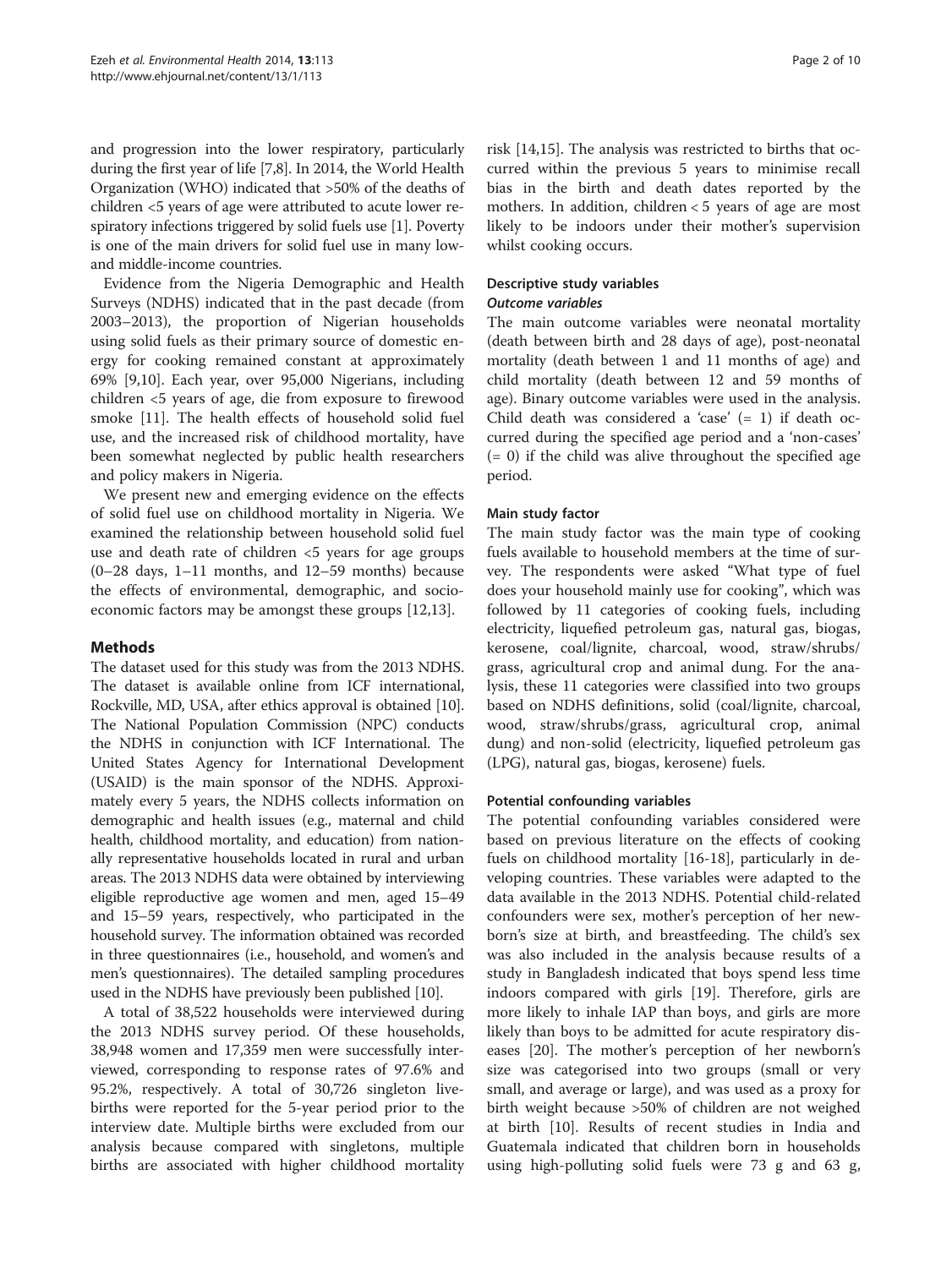and progression into the lower respiratory, particularly during the first year of life [7,8]. In 2014, the World Health Organization (WHO) indicated that >50% of the deaths of children <5 years of age were attributed to acute lower respiratory infections triggered by solid fuels use [1]. Poverty is one of the main drivers for solid fuel use in many low- and middle-income countries.

Evidence from the Nigeria Demographic and Health Surveys (NDHS) indicated that in the past decade (from 2003–2013), the proportion of Nigerian households using solid fuels as their primary source of domestic energy for cooking remained constant at approximately 69% [9,10]. Each year, over 95,000 Nigerians, including children <5 years of age, die from exposure to firewood smoke [11]. The health effects of household solid fuel use, and the increased risk of childhood mortality, have been somewhat neglected by public health researchers and policy makers in Nigeria.

We present new and emerging evidence on the effects of solid fuel use on childhood mortality in Nigeria. We examined the relationship between household solid fuel use and death rate of children <5 years for age groups (0–28 days, 1–11 months, and 12–59 months) because the effects of environmental, demographic, and socioeconomic factors may be amongst these groups [12,13].

## Methods

The dataset used for this study was from the 2013 NDHS. The dataset is available online from ICF international, Rockville, MD, USA, after ethics approval is obtained [10]. The National Population Commission (NPC) conducts the NDHS in conjunction with ICF International. The United States Agency for International Development (USAID) is the main sponsor of the NDHS. Approximately every 5 years, the NDHS collects information on demographic and health issues (e.g., maternal and child health, childhood mortality, and education) from nationally representative households located in rural and urban areas. The 2013 NDHS data were obtained by interviewing eligible reproductive age women and men, aged 15–49 and 15–59 years, respectively, who participated in the household survey. The information obtained was recorded in three questionnaires (i.e., household, and women's and men's questionnaires). The detailed sampling procedures used in the NDHS have previously been published [10].

A total of 38,522 households were interviewed during the 2013 NDHS survey period. Of these households, 38,948 women and 17,359 men were successfully interviewed, corresponding to response rates of 97.6% and 95.2%, respectively. A total of 30,726 singleton live-births were reported for the 5-year period prior to the interview date. Multiple births were excluded from our analysis because compared with singletons, multiple births are associated with higher childhood mortality risk [14,15]. The analysis was restricted to births that occurred within the previous 5 years to minimise recall bias in the birth and death dates reported by the mothers. In addition, children < 5 years of age are most likely to be indoors under their mother's supervision whilst cooking occurs.

### Descriptive study variables

#### *Outcome variables*

The main outcome variables were neonatal mortality (death between birth and 28 days of age), post-neonatal mortality (death between 1 and 11 months of age) and child mortality (death between 12 and 59 months of age). Binary outcome variables were used in the analysis. Child death was considered a 'case' (= 1) if death occurred during the specified age period and a 'non-cases' (= 0) if the child was alive throughout the specified age period.

### Main study factor

The main study factor was the main type of cooking fuels available to household members at the time of survey. The respondents were asked "What type of fuel does your household mainly use for cooking", which was followed by 11 categories of cooking fuels, including electricity, liquefied petroleum gas, natural gas, biogas, kerosene, coal/lignite, charcoal, wood, straw/shrubs/grass, agricultural crop and animal dung. For the analysis, these 11 categories were classified into two groups based on NDHS definitions, solid (coal/lignite, charcoal, wood, straw/shrubs/grass, agricultural crop, animal dung) and non-solid (electricity, liquefied petroleum gas (LPG), natural gas, biogas, kerosene) fuels.

### Potential confounding variables

The potential confounding variables considered were based on previous literature on the effects of cooking fuels on childhood mortality [16-18], particularly in developing countries. These variables were adapted to the data available in the 2013 NDHS. Potential child-related confounders were sex, mother's perception of her newborn's size at birth, and breastfeeding. The child's sex was also included in the analysis because results of a study in Bangladesh indicated that boys spend less time indoors compared with girls [19]. Therefore, girls are more likely to inhale IAP than boys, and girls are more likely than boys to be admitted for acute respiratory diseases [20]. The mother's perception of her newborn's size was categorised into two groups (small or very small, and average or large), and was used as a proxy for birth weight because >50% of children are not weighed at birth [10]. Results of recent studies in India and Guatemala indicated that children born in households using high-polluting solid fuels were 73 g and 63 g,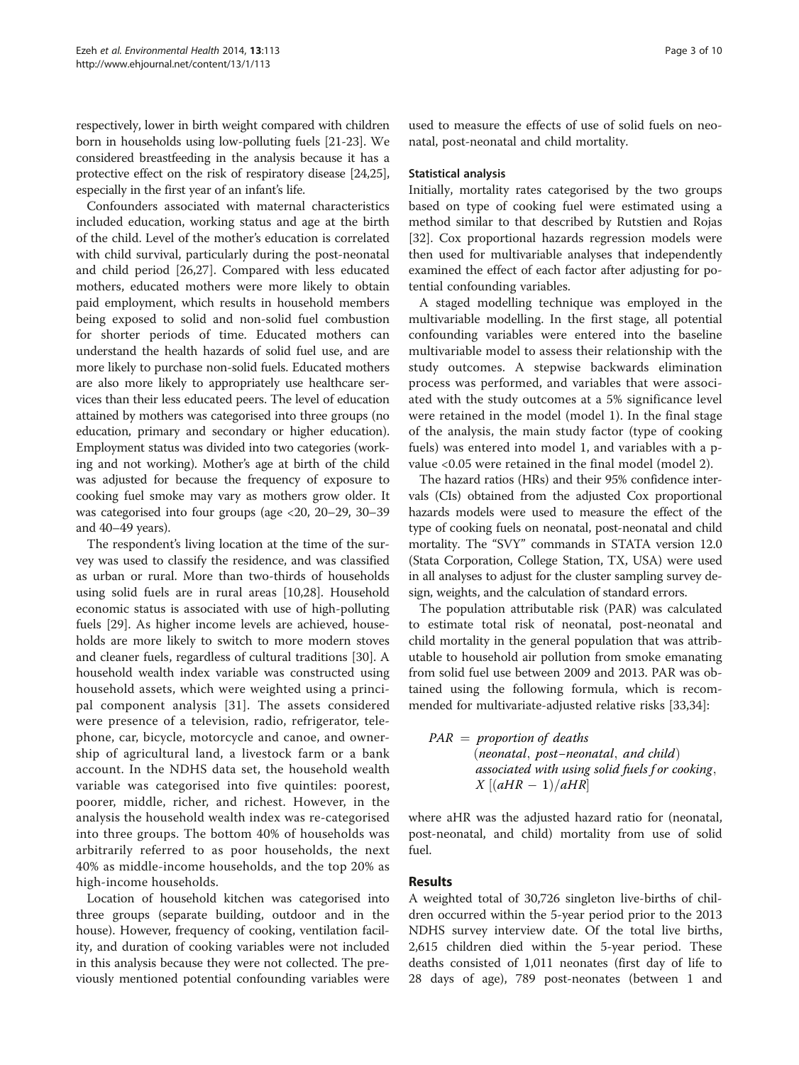respectively, lower in birth weight compared with children born in households using low-polluting fuels [21-23]. We considered breastfeeding in the analysis because it has a protective effect on the risk of respiratory disease [24,25], especially in the first year of an infant's life.

Confounders associated with maternal characteristics included education, working status and age at the birth of the child. Level of the mother's education is correlated with child survival, particularly during the post-neonatal and child period [26,27]. Compared with less educated mothers, educated mothers were more likely to obtain paid employment, which results in household members being exposed to solid and non-solid fuel combustion for shorter periods of time. Educated mothers can understand the health hazards of solid fuel use, and are more likely to purchase non-solid fuels. Educated mothers are also more likely to appropriately use healthcare services than their less educated peers. The level of education attained by mothers was categorised into three groups (no education, primary and secondary or higher education). Employment status was divided into two categories (working and not working). Mother's age at birth of the child was adjusted for because the frequency of exposure to cooking fuel smoke may vary as mothers grow older. It was categorised into four groups (age <20, 20–29, 30–39 and 40–49 years).

The respondent's living location at the time of the survey was used to classify the residence, and was classified as urban or rural. More than two-thirds of households using solid fuels are in rural areas [10,28]. Household economic status is associated with use of high-polluting fuels [29]. As higher income levels are achieved, households are more likely to switch to more modern stoves and cleaner fuels, regardless of cultural traditions [30]. A household wealth index variable was constructed using household assets, which were weighted using a principal component analysis [31]. The assets considered were presence of a television, radio, refrigerator, telephone, car, bicycle, motorcycle and canoe, and ownership of agricultural land, a livestock farm or a bank account. In the NDHS data set, the household wealth variable was categorised into five quintiles: poorest, poorer, middle, richer, and richest. However, in the analysis the household wealth index was re-categorised into three groups. The bottom 40% of households was arbitrarily referred to as poor households, the next 40% as middle-income households, and the top 20% as high-income households.

Location of household kitchen was categorised into three groups (separate building, outdoor and in the house). However, frequency of cooking, ventilation facility, and duration of cooking variables were not included in this analysis because they were not collected. The previously mentioned potential confounding variables were used to measure the effects of use of solid fuels on neonatal, post-neonatal and child mortality.

### Statistical analysis

Initially, mortality rates categorised by the two groups based on type of cooking fuel were estimated using a method similar to that described by Rutstien and Rojas [32]. Cox proportional hazards regression models were then used for multivariable analyses that independently examined the effect of each factor after adjusting for potential confounding variables.

A staged modelling technique was employed in the multivariable modelling. In the first stage, all potential confounding variables were entered into the baseline multivariable model to assess their relationship with the study outcomes. A stepwise backwards elimination process was performed, and variables that were associated with the study outcomes at a 5% significance level were retained in the model (model 1). In the final stage of the analysis, the main study factor (type of cooking fuels) was entered into model 1, and variables with a p-value <0.05 were retained in the final model (model 2).

The hazard ratios (HRs) and their 95% confidence intervals (CIs) obtained from the adjusted Cox proportional hazards models were used to measure the effect of the type of cooking fuels on neonatal, post-neonatal and child mortality. The "SVY" commands in STATA version 12.0 (Stata Corporation, College Station, TX, USA) were used in all analyses to adjust for the cluster sampling survey design, weights, and the calculation of standard errors.

The population attributable risk (PAR) was calculated to estimate total risk of neonatal, post-neonatal and child mortality in the general population that was attributable to household air pollution from smoke emanating from solid fuel use between 2009 and 2013. PAR was obtained using the following formula, which is recommended for multivariate-adjusted relative risks [33,34]:

$$PAR = \textit{proportion of deaths} \; (\textit{neonatal, post–neonatal, and child}) \; \textit{associated with using solid fuels for cooking}, \; X\,[(aHR-1)/aHR]$$

where aHR was the adjusted hazard ratio for (neonatal, post-neonatal, and child) mortality from use of solid fuel.

## Results

A weighted total of 30,726 singleton live-births of children occurred within the 5-year period prior to the 2013 NDHS survey interview date. Of the total live births, 2,615 children died within the 5-year period. These deaths consisted of 1,011 neonates (first day of life to 28 days of age), 789 post-neonates (between 1 and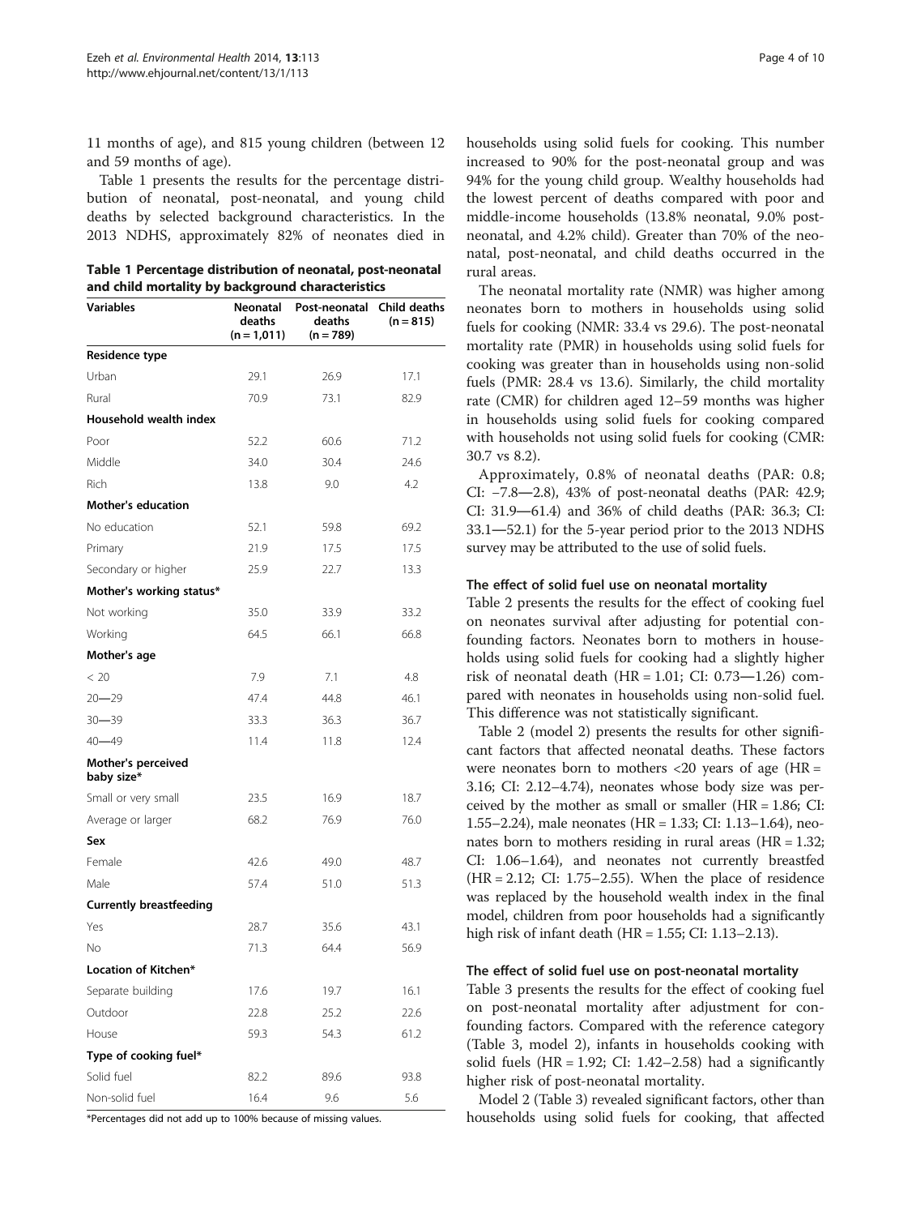11 months of age), and 815 young children (between 12 and 59 months of age).

Table 1 presents the results for the percentage distribution of neonatal, post-neonatal, and young child deaths by selected background characteristics. In the 2013 NDHS, approximately 82% of neonates died in households using solid fuels for cooking. This number increased to 90% for the post-neonatal group and was 94% for the young child group. Wealthy households had the lowest percent of deaths compared with poor and middle-income households (13.8% neonatal, 9.0% post-neonatal, and 4.2% child). Greater than 70% of the neonatal, post-neonatal, and child deaths occurred in the rural areas.

**Table 1 Percentage distribution of neonatal, post-neonatal and child mortality by background characteristics**

| Variables | Neonatal deaths (n = 1,011) | Post-neonatal deaths (n = 789) | Child deaths (n = 815) |
|---|---|---|---|
| **Residence type** | | | |
| Urban | 29.1 | 26.9 | 17.1 |
| Rural | 70.9 | 73.1 | 82.9 |
| **Household wealth index** | | | |
| Poor | 52.2 | 60.6 | 71.2 |
| Middle | 34.0 | 30.4 | 24.6 |
| Rich | 13.8 | 9.0 | 4.2 |
| **Mother's education** | | | |
| No education | 52.1 | 59.8 | 69.2 |
| Primary | 21.9 | 17.5 | 17.5 |
| Secondary or higher | 25.9 | 22.7 | 13.3 |
| **Mother's working status*** | | | |
| Not working | 35.0 | 33.9 | 33.2 |
| Working | 64.5 | 66.1 | 66.8 |
| **Mother's age** | | | |
| < 20 | 7.9 | 7.1 | 4.8 |
| 20—29 | 47.4 | 44.8 | 46.1 |
| 30—39 | 33.3 | 36.3 | 36.7 |
| 40—49 | 11.4 | 11.8 | 12.4 |
| **Mother's perceived baby size*** | | | |
| Small or very small | 23.5 | 16.9 | 18.7 |
| Average or larger | 68.2 | 76.9 | 76.0 |
| **Sex** | | | |
| Female | 42.6 | 49.0 | 48.7 |
| Male | 57.4 | 51.0 | 51.3 |
| **Currently breastfeeding** | | | |
| Yes | 28.7 | 35.6 | 43.1 |
| No | 71.3 | 64.4 | 56.9 |
| **Location of Kitchen*** | | | |
| Separate building | 17.6 | 19.7 | 16.1 |
| Outdoor | 22.8 | 25.2 | 22.6 |
| House | 59.3 | 54.3 | 61.2 |
| **Type of cooking fuel*** | | | |
| Solid fuel | 82.2 | 89.6 | 93.8 |
| Non-solid fuel | 16.4 | 9.6 | 5.6 |

*Percentages did not add up to 100% because of missing values.

The neonatal mortality rate (NMR) was higher among neonates born to mothers in households using solid fuels for cooking (NMR: 33.4 vs 29.6). The post-neonatal mortality rate (PMR) in households using solid fuels for cooking was greater than in households using non-solid fuels (PMR: 28.4 vs 13.6). Similarly, the child mortality rate (CMR) for children aged 12–59 months was higher in households using solid fuels for cooking compared with households not using solid fuels for cooking (CMR: 30.7 vs 8.2).

Approximately, 0.8% of neonatal deaths (PAR: 0.8; CI: −7.8—2.8), 43% of post-neonatal deaths (PAR: 42.9; CI: 31.9—61.4) and 36% of child deaths (PAR: 36.3; CI: 33.1—52.1) for the 5-year period prior to the 2013 NDHS survey may be attributed to the use of solid fuels.

### The effect of solid fuel use on neonatal mortality

Table 2 presents the results for the effect of cooking fuel on neonates survival after adjusting for potential confounding factors. Neonates born to mothers in households using solid fuels for cooking had a slightly higher risk of neonatal death (HR = 1.01; CI: 0.73—1.26) compared with neonates in households using non-solid fuel. This difference was not statistically significant.

Table 2 (model 2) presents the results for other significant factors that affected neonatal deaths. These factors were neonates born to mothers <20 years of age (HR = 3.16; CI: 2.12–4.74), neonates whose body size was perceived by the mother as small or smaller (HR = 1.86; CI: 1.55–2.24), male neonates (HR = 1.33; CI: 1.13–1.64), neonates born to mothers residing in rural areas (HR = 1.32; CI: 1.06–1.64), and neonates not currently breastfed (HR = 2.12; CI: 1.75–2.55). When the place of residence was replaced by the household wealth index in the final model, children from poor households had a significantly high risk of infant death (HR = 1.55; CI: 1.13–2.13).

### The effect of solid fuel use on post-neonatal mortality

Table 3 presents the results for the effect of cooking fuel on post-neonatal mortality after adjustment for confounding factors. Compared with the reference category (Table 3, model 2), infants in households cooking with solid fuels (HR = 1.92; CI: 1.42–2.58) had a significantly higher risk of post-neonatal mortality.

Model 2 (Table 3) revealed significant factors, other than households using solid fuels for cooking, that affected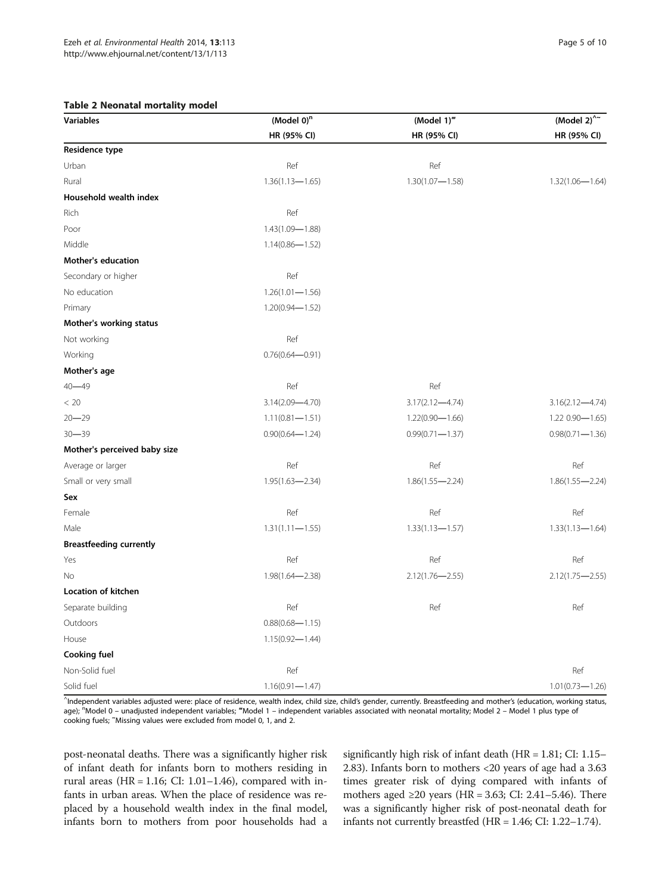**Table 2 Neonatal mortality model**

| Variables | (Model 0)[n] | (Model 1)[m] | (Model 2)[^~] |
|---|---|---|---|
| | HR (95% CI) | HR (95% CI) | HR (95% CI) |
| **Residence type** | | | |
| Urban | Ref | Ref | |
| Rural | 1.36(1.13—1.65) | 1.30(1.07—1.58) | 1.32(1.06—1.64) |
| **Household wealth index** | | | |
| Rich | Ref | | |
| Poor | 1.43(1.09—1.88) | | |
| Middle | 1.14(0.86—1.52) | | |
| **Mother's education** | | | |
| Secondary or higher | Ref | | |
| No education | 1.26(1.01—1.56) | | |
| Primary | 1.20(0.94—1.52) | | |
| **Mother's working status** | | | |
| Not working | Ref | | |
| Working | 0.76(0.64—0.91) | | |
| **Mother's age** | | | |
| 40—49 | Ref | Ref | |
| < 20 | 3.14(2.09—4.70) | 3.17(2.12—4.74) | 3.16(2.12—4.74) |
| 20—29 | 1.11(0.81—1.51) | 1.22(0.90—1.66) | 1.22 0.90—1.65) |
| 30—39 | 0.90(0.64—1.24) | 0.99(0.71—1.37) | 0.98(0.71—1.36) |
| **Mother's perceived baby size** | | | |
| Average or larger | Ref | Ref | Ref |
| Small or very small | 1.95(1.63—2.34) | 1.86(1.55—2.24) | 1.86(1.55—2.24) |
| **Sex** | | | |
| Female | Ref | Ref | Ref |
| Male | 1.31(1.11—1.55) | 1.33(1.13—1.57) | 1.33(1.13—1.64) |
| **Breastfeeding currently** | | | |
| Yes | Ref | Ref | Ref |
| No | 1.98(1.64—2.38) | 2.12(1.76—2.55) | 2.12(1.75—2.55) |
| **Location of kitchen** | | | |
| Separate building | Ref | Ref | Ref |
| Outdoors | 0.88(0.68—1.15) | | |
| House | 1.15(0.92—1.44) | | |
| **Cooking fuel** | | | |
| Non-Solid fuel | Ref | | Ref |
| Solid fuel | 1.16(0.91—1.47) | | 1.01(0.73—1.26) |

[^]Independent variables adjusted were: place of residence, wealth index, child size, child's gender, currently. Breastfeeding and mother's (education, working status, age); [n]Model 0 – unadjusted independent variables; [m]Model 1 – independent variables associated with neonatal mortality; Model 2 – Model 1 plus type of cooking fuels; [~]Missing values were excluded from model 0, 1, and 2.

post-neonatal deaths. There was a significantly higher risk of infant death for infants born to mothers residing in rural areas (HR = 1.16; CI: 1.01–1.46), compared with infants in urban areas. When the place of residence was replaced by a household wealth index in the final model, infants born to mothers from poor households had a significantly high risk of infant death (HR = 1.81; CI: 1.15–2.83). Infants born to mothers <20 years of age had a 3.63 times greater risk of dying compared with infants of mothers aged ≥20 years (HR = 3.63; CI: 2.41–5.46). There was a significantly higher risk of post-neonatal death for infants not currently breastfed (HR = 1.46; CI: 1.22–1.74).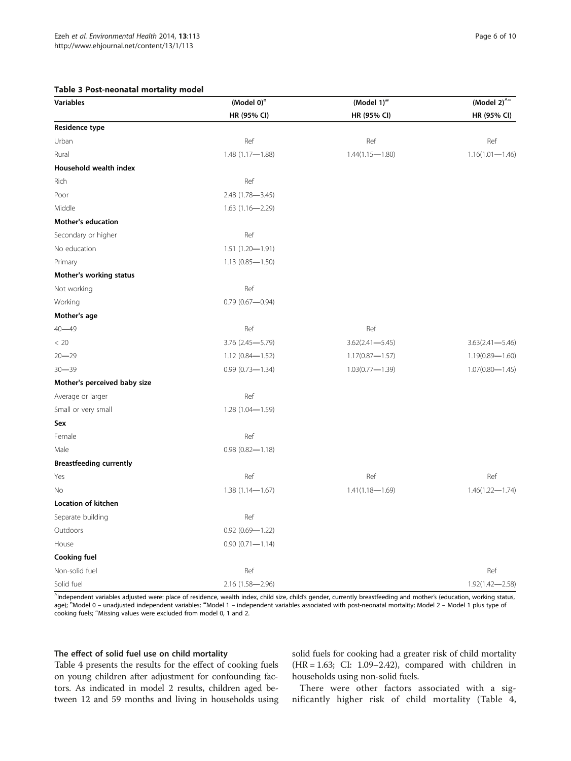**Table 3 Post-neonatal mortality model**

| Variables | (Model 0)[n] | (Model 1)[‴] | (Model 2)[^~] |
|---|---|---|---|
| | HR (95% CI) | HR (95% CI) | HR (95% CI) |
| **Residence type** | | | |
| Urban | Ref | Ref | Ref |
| Rural | 1.48 (1.17—1.88) | 1.44(1.15—1.80) | 1.16(1.01—1.46) |
| **Household wealth index** | | | |
| Rich | Ref | | |
| Poor | 2.48 (1.78—3.45) | | |
| Middle | 1.63 (1.16—2.29) | | |
| **Mother's education** | | | |
| Secondary or higher | Ref | | |
| No education | 1.51 (1.20—1.91) | | |
| Primary | 1.13 (0.85—1.50) | | |
| **Mother's working status** | | | |
| Not working | Ref | | |
| Working | 0.79 (0.67—0.94) | | |
| **Mother's age** | | | |
| 40—49 | Ref | Ref | |
| < 20 | 3.76 (2.45—5.79) | 3.62(2.41—5.45) | 3.63(2.41—5.46) |
| 20—29 | 1.12 (0.84—1.52) | 1.17(0.87—1.57) | 1.19(0.89—1.60) |
| 30—39 | 0.99 (0.73—1.34) | 1.03(0.77—1.39) | 1.07(0.80—1.45) |
| **Mother's perceived baby size** | | | |
| Average or larger | Ref | | |
| Small or very small | 1.28 (1.04—1.59) | | |
| **Sex** | | | |
| Female | Ref | | |
| Male | 0.98 (0.82—1.18) | | |
| **Breastfeeding currently** | | | |
| Yes | Ref | Ref | Ref |
| No | 1.38 (1.14—1.67) | 1.41(1.18—1.69) | 1.46(1.22—1.74) |
| **Location of kitchen** | | | |
| Separate building | Ref | | |
| Outdoors | 0.92 (0.69—1.22) | | |
| House | 0.90 (0.71—1.14) | | |
| **Cooking fuel** | | | |
| Non-solid fuel | Ref | | Ref |
| Solid fuel | 2.16 (1.58—2.96) | | 1.92(1.42—2.58) |

^Independent variables adjusted were: place of residence, wealth index, child size, child's gender, currently breastfeeding and mother's (education, working status, age); [n]Model 0 – unadjusted independent variables; [‴]Model 1 – independent variables associated with post-neonatal mortality; Model 2 – Model 1 plus type of cooking fuels; ~Missing values were excluded from model 0, 1 and 2.

### The effect of solid fuel use on child mortality

Table 4 presents the results for the effect of cooking fuels on young children after adjustment for confounding factors. As indicated in model 2 results, children aged between 12 and 59 months and living in households using solid fuels for cooking had a greater risk of child mortality (HR = 1.63; CI: 1.09–2.42), compared with children in households using non-solid fuels.

There were other factors associated with a significantly higher risk of child mortality (Table 4,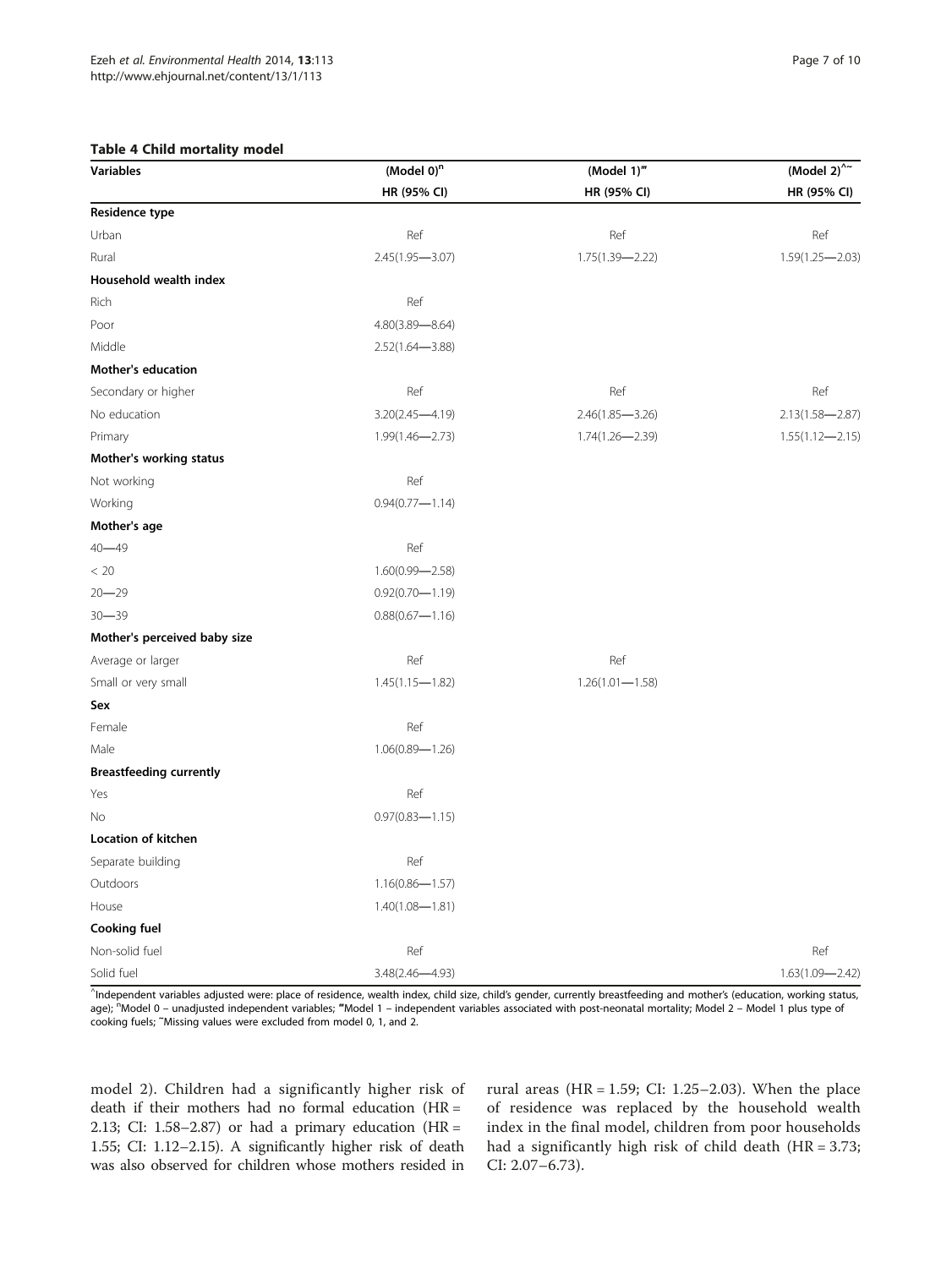**Table 4 Child mortality model**

| Variables | (Model 0)[n] | (Model 1)[‴] | (Model 2)[^~] |
|---|---|---|---|
| | HR (95% CI) | HR (95% CI) | HR (95% CI) |
| **Residence type** | | | |
| Urban | Ref | Ref | Ref |
| Rural | 2.45(1.95—3.07) | 1.75(1.39—2.22) | 1.59(1.25—2.03) |
| **Household wealth index** | | | |
| Rich | Ref | | |
| Poor | 4.80(3.89—8.64) | | |
| Middle | 2.52(1.64—3.88) | | |
| **Mother's education** | | | |
| Secondary or higher | Ref | Ref | Ref |
| No education | 3.20(2.45—4.19) | 2.46(1.85—3.26) | 2.13(1.58—2.87) |
| Primary | 1.99(1.46—2.73) | 1.74(1.26—2.39) | 1.55(1.12—2.15) |
| **Mother's working status** | | | |
| Not working | Ref | | |
| Working | 0.94(0.77—1.14) | | |
| **Mother's age** | | | |
| 40—49 | Ref | | |
| < 20 | 1.60(0.99—2.58) | | |
| 20—29 | 0.92(0.70—1.19) | | |
| 30—39 | 0.88(0.67—1.16) | | |
| **Mother's perceived baby size** | | | |
| Average or larger | Ref | Ref | |
| Small or very small | 1.45(1.15—1.82) | 1.26(1.01—1.58) | |
| **Sex** | | | |
| Female | Ref | | |
| Male | 1.06(0.89—1.26) | | |
| **Breastfeeding currently** | | | |
| Yes | Ref | | |
| No | 0.97(0.83—1.15) | | |
| **Location of kitchen** | | | |
| Separate building | Ref | | |
| Outdoors | 1.16(0.86—1.57) | | |
| House | 1.40(1.08—1.81) | | |
| **Cooking fuel** | | | |
| Non-solid fuel | Ref | | Ref |
| Solid fuel | 3.48(2.46—4.93) | | 1.63(1.09—2.42) |

^Independent variables adjusted were: place of residence, wealth index, child size, child's gender, currently breastfeeding and mother's (education, working status, age); [n]Model 0 – unadjusted independent variables; ‴Model 1 – independent variables associated with post-neonatal mortality; Model 2 – Model 1 plus type of cooking fuels; ~Missing values were excluded from model 0, 1, and 2.

model 2). Children had a significantly higher risk of death if their mothers had no formal education (HR = 2.13; CI: 1.58–2.87) or had a primary education (HR = 1.55; CI: 1.12–2.15). A significantly higher risk of death was also observed for children whose mothers resided in rural areas (HR = 1.59; CI: 1.25–2.03). When the place of residence was replaced by the household wealth index in the final model, children from poor households had a significantly high risk of child death (HR = 3.73; CI: 2.07–6.73).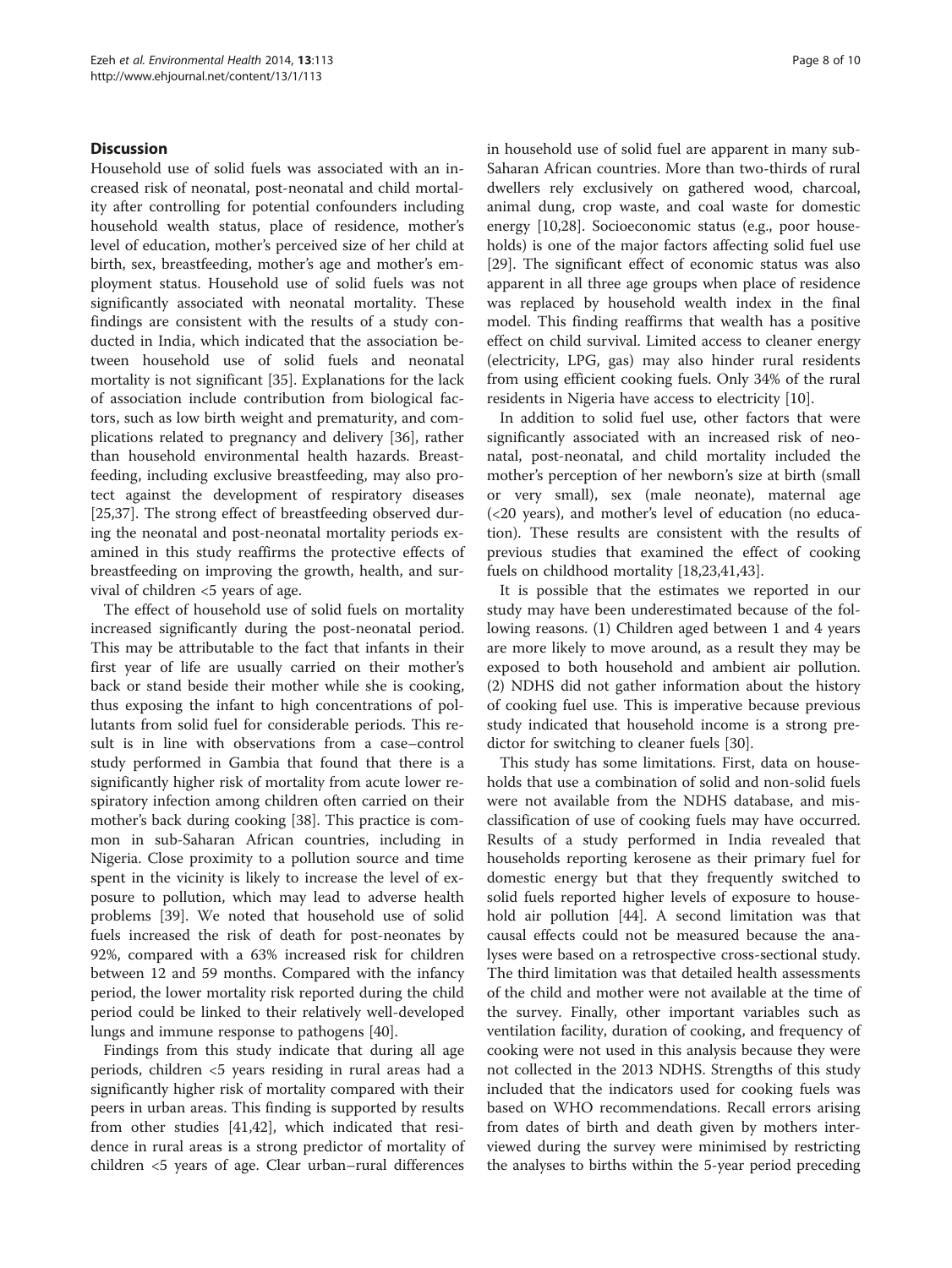## Discussion

Household use of solid fuels was associated with an increased risk of neonatal, post-neonatal and child mortality after controlling for potential confounders including household wealth status, place of residence, mother's level of education, mother's perceived size of her child at birth, sex, breastfeeding, mother's age and mother's employment status. Household use of solid fuels was not significantly associated with neonatal mortality. These findings are consistent with the results of a study conducted in India, which indicated that the association between household use of solid fuels and neonatal mortality is not significant [35]. Explanations for the lack of association include contribution from biological factors, such as low birth weight and prematurity, and complications related to pregnancy and delivery [36], rather than household environmental health hazards. Breastfeeding, including exclusive breastfeeding, may also protect against the development of respiratory diseases [25,37]. The strong effect of breastfeeding observed during the neonatal and post-neonatal mortality periods examined in this study reaffirms the protective effects of breastfeeding on improving the growth, health, and survival of children <5 years of age.

The effect of household use of solid fuels on mortality increased significantly during the post-neonatal period. This may be attributable to the fact that infants in their first year of life are usually carried on their mother's back or stand beside their mother while she is cooking, thus exposing the infant to high concentrations of pollutants from solid fuel for considerable periods. This result is in line with observations from a case–control study performed in Gambia that found that there is a significantly higher risk of mortality from acute lower respiratory infection among children often carried on their mother's back during cooking [38]. This practice is common in sub-Saharan African countries, including in Nigeria. Close proximity to a pollution source and time spent in the vicinity is likely to increase the level of exposure to pollution, which may lead to adverse health problems [39]. We noted that household use of solid fuels increased the risk of death for post-neonates by 92%, compared with a 63% increased risk for children between 12 and 59 months. Compared with the infancy period, the lower mortality risk reported during the child period could be linked to their relatively well-developed lungs and immune response to pathogens [40].

Findings from this study indicate that during all age periods, children <5 years residing in rural areas had a significantly higher risk of mortality compared with their peers in urban areas. This finding is supported by results from other studies [41,42], which indicated that residence in rural areas is a strong predictor of mortality of children <5 years of age. Clear urban–rural differences in household use of solid fuel are apparent in many sub-Saharan African countries. More than two-thirds of rural dwellers rely exclusively on gathered wood, charcoal, animal dung, crop waste, and coal waste for domestic energy [10,28]. Socioeconomic status (e.g., poor households) is one of the major factors affecting solid fuel use [29]. The significant effect of economic status was also apparent in all three age groups when place of residence was replaced by household wealth index in the final model. This finding reaffirms that wealth has a positive effect on child survival. Limited access to cleaner energy (electricity, LPG, gas) may also hinder rural residents from using efficient cooking fuels. Only 34% of the rural residents in Nigeria have access to electricity [10].

In addition to solid fuel use, other factors that were significantly associated with an increased risk of neonatal, post-neonatal, and child mortality included the mother's perception of her newborn's size at birth (small or very small), sex (male neonate), maternal age (<20 years), and mother's level of education (no education). These results are consistent with the results of previous studies that examined the effect of cooking fuels on childhood mortality [18,23,41,43].

It is possible that the estimates we reported in our study may have been underestimated because of the following reasons. (1) Children aged between 1 and 4 years are more likely to move around, as a result they may be exposed to both household and ambient air pollution. (2) NDHS did not gather information about the history of cooking fuel use. This is imperative because previous study indicated that household income is a strong predictor for switching to cleaner fuels [30].

This study has some limitations. First, data on households that use a combination of solid and non-solid fuels were not available from the NDHS database, and misclassification of use of cooking fuels may have occurred. Results of a study performed in India revealed that households reporting kerosene as their primary fuel for domestic energy but that they frequently switched to solid fuels reported higher levels of exposure to household air pollution [44]. A second limitation was that causal effects could not be measured because the analyses were based on a retrospective cross-sectional study. The third limitation was that detailed health assessments of the child and mother were not available at the time of the survey. Finally, other important variables such as ventilation facility, duration of cooking, and frequency of cooking were not used in this analysis because they were not collected in the 2013 NDHS. Strengths of this study included that the indicators used for cooking fuels was based on WHO recommendations. Recall errors arising from dates of birth and death given by mothers interviewed during the survey were minimised by restricting the analyses to births within the 5-year period preceding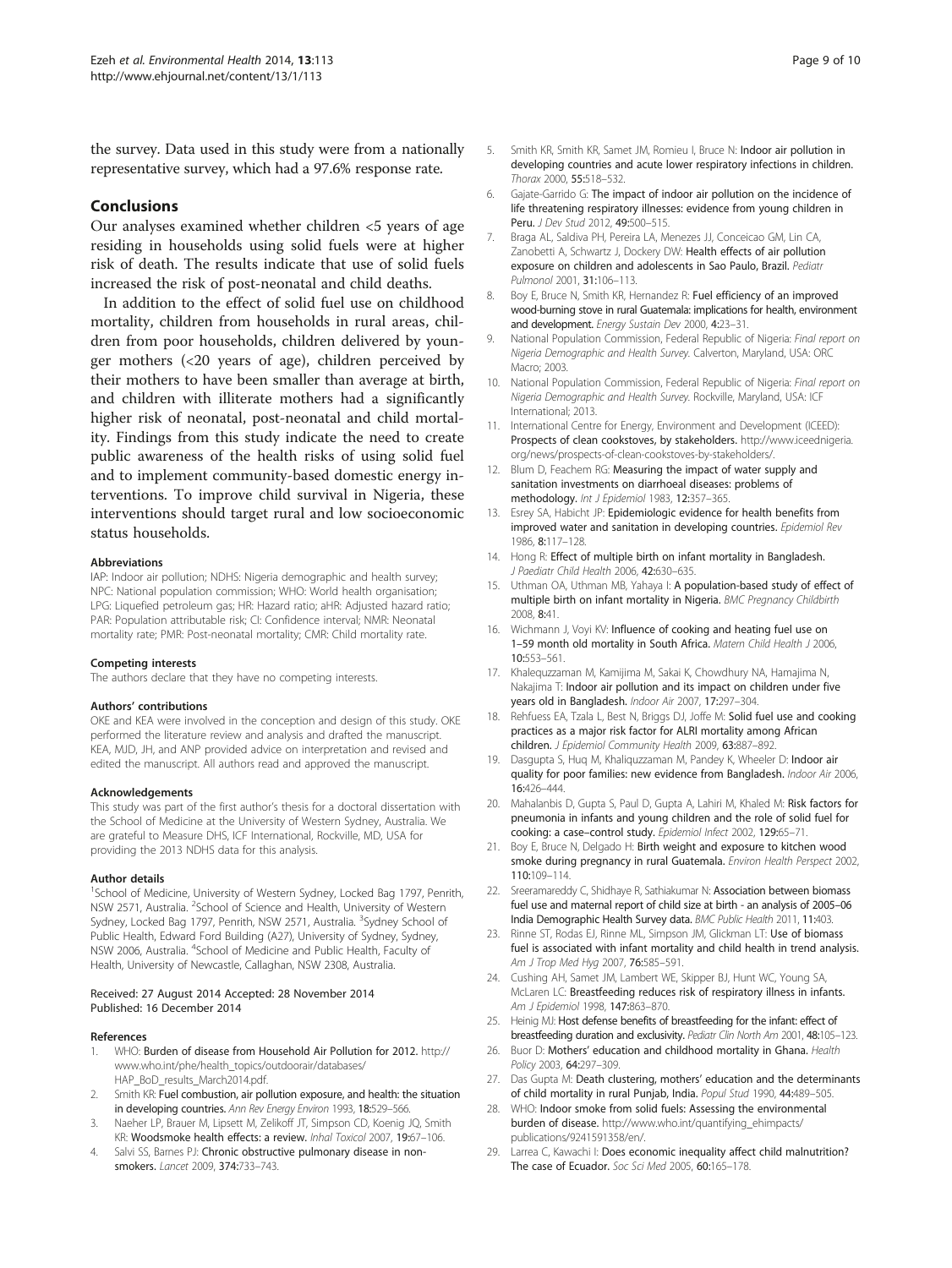the survey. Data used in this study were from a nationally representative survey, which had a 97.6% response rate.

## Conclusions

Our analyses examined whether children <5 years of age residing in households using solid fuels were at higher risk of death. The results indicate that use of solid fuels increased the risk of post-neonatal and child deaths.

In addition to the effect of solid fuel use on childhood mortality, children from households in rural areas, children from poor households, children delivered by younger mothers (<20 years of age), children perceived by their mothers to have been smaller than average at birth, and children with illiterate mothers had a significantly higher risk of neonatal, post-neonatal and child mortality. Findings from this study indicate the need to create public awareness of the health risks of using solid fuel and to implement community-based domestic energy interventions. To improve child survival in Nigeria, these interventions should target rural and low socioeconomic status households.

#### Abbreviations

IAP: Indoor air pollution; NDHS: Nigeria demographic and health survey; NPC: National population commission; WHO: World health organisation; LPG: Liquefied petroleum gas; HR: Hazard ratio; aHR: Adjusted hazard ratio; PAR: Population attributable risk; CI: Confidence interval; NMR: Neonatal mortality rate; PMR: Post-neonatal mortality; CMR: Child mortality rate.

#### Competing interests

The authors declare that they have no competing interests.

#### Authors' contributions

OKE and KEA were involved in the conception and design of this study. OKE performed the literature review and analysis and drafted the manuscript. KEA, MJD, JH, and ANP provided advice on interpretation and revised and edited the manuscript. All authors read and approved the manuscript.

#### Acknowledgements

This study was part of the first author's thesis for a doctoral dissertation with the School of Medicine at the University of Western Sydney, Australia. We are grateful to Measure DHS, ICF International, Rockville, MD, USA for providing the 2013 NDHS data for this analysis.

#### Author details

[1]School of Medicine, University of Western Sydney, Locked Bag 1797, Penrith, NSW 2571, Australia. [2]School of Science and Health, University of Western Sydney, Locked Bag 1797, Penrith, NSW 2571, Australia. [3]Sydney School of Public Health, Edward Ford Building (A27), University of Sydney, Sydney, NSW 2006, Australia. [4]School of Medicine and Public Health, Faculty of Health, University of Newcastle, Callaghan, NSW 2308, Australia.

Received: 27 August 2014 Accepted: 28 November 2014
Published: 16 December 2014

#### References

1. WHO: **Burden of disease from Household Air Pollution for 2012.** http://www.who.int/phe/health_topics/outdoorair/databases/HAP_BoD_results_March2014.pdf.
2. Smith KR: **Fuel combustion, air pollution exposure, and health: the situation in developing countries.** *Ann Rev Energy Environ* 1993, **18:**529–566.
3. Naeher LP, Brauer M, Lipsett M, Zelikoff JT, Simpson CD, Koenig JQ, Smith KR: **Woodsmoke health effects: a review.** *Inhal Toxicol* 2007, **19:**67–106.
4. Salvi SS, Barnes PJ: **Chronic obstructive pulmonary disease in non-smokers.** *Lancet* 2009, **374:**733–743.
5. Smith KR, Smith KR, Samet JM, Romieu I, Bruce N: **Indoor air pollution in developing countries and acute lower respiratory infections in children.** *Thorax* 2000, **55:**518–532.
6. Gajate-Garrido G: **The impact of indoor air pollution on the incidence of life threatening respiratory illnesses: evidence from young children in Peru.** *J Dev Stud* 2012, **49:**500–515.
7. Braga AL, Saldiva PH, Pereira LA, Menezes JJ, Conceicao GM, Lin CA, Zanobetti A, Schwartz J, Dockery DW: **Health effects of air pollution exposure on children and adolescents in Sao Paulo, Brazil.** *Pediatr Pulmonol* 2001, **31:**106–113.
8. Boy E, Bruce N, Smith KR, Hernandez R: **Fuel efficiency of an improved wood-burning stove in rural Guatemala: implications for health, environment and development.** *Energy Sustain Dev* 2000, **4:**23–31.
9. National Population Commission, Federal Republic of Nigeria: *Final report on Nigeria Demographic and Health Survey.* Calverton, Maryland, USA: ORC Macro; 2003.
10. National Population Commission, Federal Republic of Nigeria: *Final report on Nigeria Demographic and Health Survey.* Rockville, Maryland, USA: ICF International; 2013.
11. International Centre for Energy, Environment and Development (ICEED): **Prospects of clean cookstoves, by stakeholders.** http://www.iceednigeria.org/news/prospects-of-clean-cookstoves-by-stakeholders/.
12. Blum D, Feachem RG: **Measuring the impact of water supply and sanitation investments on diarrhoeal diseases: problems of methodology.** *Int J Epidemiol* 1983, **12:**357–365.
13. Esrey SA, Habicht JP: **Epidemiologic evidence for health benefits from improved water and sanitation in developing countries.** *Epidemiol Rev* 1986, **8:**117–128.
14. Hong R: **Effect of multiple birth on infant mortality in Bangladesh.** *J Paediatr Child Health* 2006, **42:**630–635.
15. Uthman OA, Uthman MB, Yahaya I: **A population-based study of effect of multiple birth on infant mortality in Nigeria.** *BMC Pregnancy Childbirth* 2008, **8:**41.
16. Wichmann J, Voyi KV: **Influence of cooking and heating fuel use on 1–59 month old mortality in South Africa.** *Matern Child Health J* 2006, **10:**553–561.
17. Khalequzzaman M, Kamijima M, Sakai K, Chowdhury NA, Hamajima N, Nakajima T: **Indoor air pollution and its impact on children under five years old in Bangladesh.** *Indoor Air* 2007, **17:**297–304.
18. Rehfuess EA, Tzala L, Best N, Briggs DJ, Joffe M: **Solid fuel use and cooking practices as a major risk factor for ALRI mortality among African children.** *J Epidemiol Community Health* 2009, **63:**887–892.
19. Dasgupta S, Huq M, Khaliquzzaman M, Pandey K, Wheeler D: **Indoor air quality for poor families: new evidence from Bangladesh.** *Indoor Air* 2006, **16:**426–444.
20. Mahalanbis D, Gupta S, Paul D, Gupta A, Lahiri M, Khaled M: **Risk factors for pneumonia in infants and young children and the role of solid fuel for cooking: a case–control study.** *Epidemiol Infect* 2002, **129:**65–71.
21. Boy E, Bruce N, Delgado H: **Birth weight and exposure to kitchen wood smoke during pregnancy in rural Guatemala.** *Environ Health Perspect* 2002, **110:**109–114.
22. Sreeramareddy C, Shidhaye R, Sathiakumar N: **Association between biomass fuel use and maternal report of child size at birth - an analysis of 2005–06 India Demographic Health Survey data.** *BMC Public Health* 2011, **11:**403.
23. Rinne ST, Rodas EJ, Rinne ML, Simpson JM, Glickman LT: **Use of biomass fuel is associated with infant mortality and child health in trend analysis.** *Am J Trop Med Hyg* 2007, **76:**585–591.
24. Cushing AH, Samet JM, Lambert WE, Skipper BJ, Hunt WC, Young SA, McLaren LC: **Breastfeeding reduces risk of respiratory illness in infants.** *Am J Epidemiol* 1998, **147:**863–870.
25. Heinig MJ: **Host defense benefits of breastfeeding for the infant: effect of breastfeeding duration and exclusivity.** *Pediatr Clin North Am* 2001, **48:**105–123.
26. Buor D: **Mothers' education and childhood mortality in Ghana.** *Health Policy* 2003, **64:**297–309.
27. Das Gupta M: **Death clustering, mothers' education and the determinants of child mortality in rural Punjab, India.** *Popul Stud* 1990, **44:**489–505.
28. WHO: **Indoor smoke from solid fuels: Assessing the environmental burden of disease.** http://www.who.int/quantifying_ehimpacts/publications/9241591358/en/.
29. Larrea C, Kawachi I: **Does economic inequality affect child malnutrition? The case of Ecuador.** *Soc Sci Med* 2005, **60:**165–178.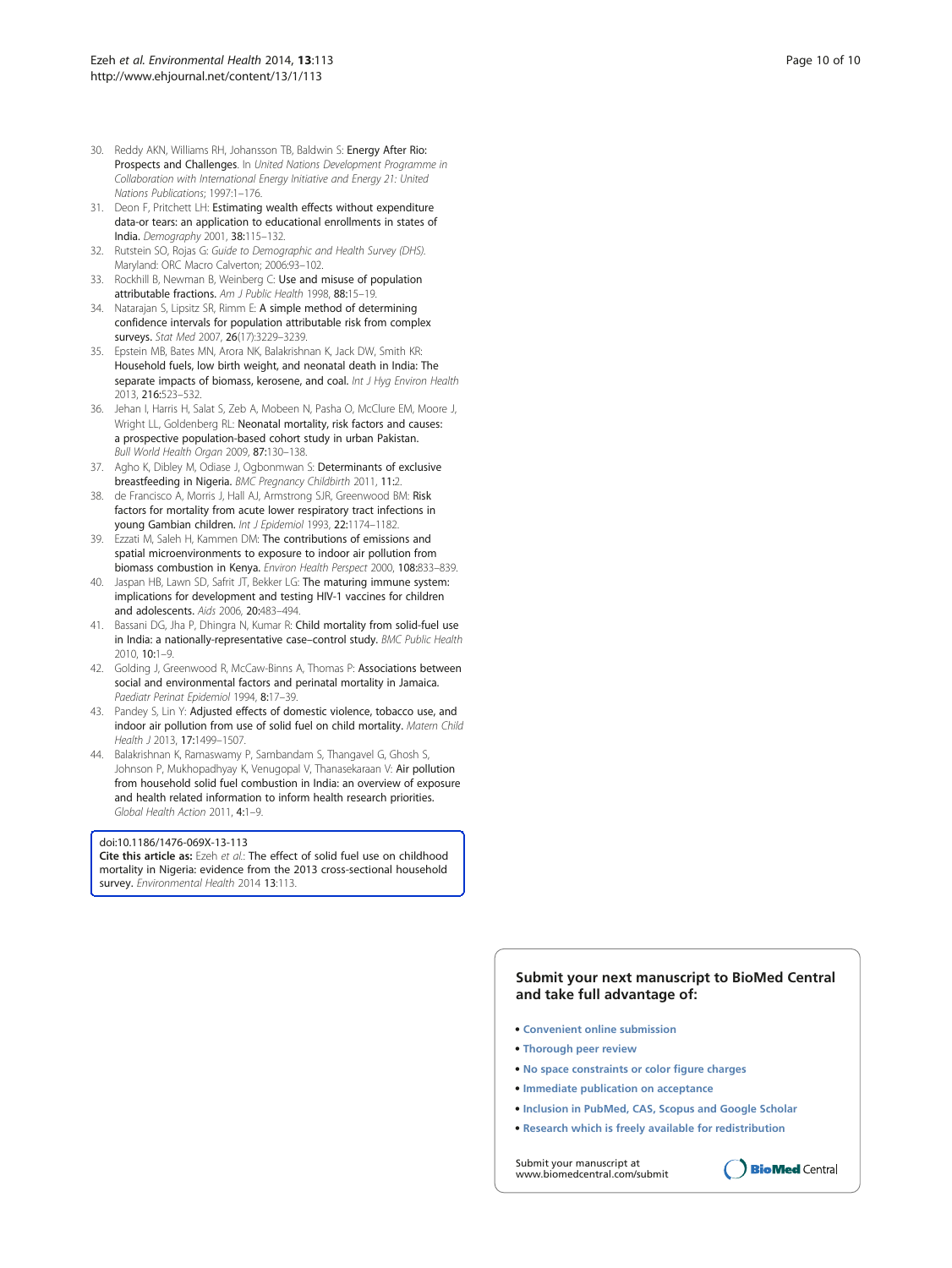30. Reddy AKN, Williams RH, Johansson TB, Baldwin S: **Energy After Rio: Prospects and Challenges.** In *United Nations Development Programme in Collaboration with International Energy Initiative and Energy 21: United Nations Publications*; 1997:1–176.
31. Deon F, Pritchett LH: **Estimating wealth effects without expenditure data-or tears: an application to educational enrollments in states of India.** *Demography* 2001, **38:**115–132.
32. Rutstein SO, Rojas G: *Guide to Demographic and Health Survey (DHS).* Maryland: ORC Macro Calverton; 2006:93–102.
33. Rockhill B, Newman B, Weinberg C: **Use and misuse of population attributable fractions.** *Am J Public Health* 1998, **88:**15–19.
34. Natarajan S, Lipsitz SR, Rimm E: **A simple method of determining confidence intervals for population attributable risk from complex surveys.** *Stat Med* 2007, **26**(17):3229–3239.
35. Epstein MB, Bates MN, Arora NK, Balakrishnan K, Jack DW, Smith KR: **Household fuels, low birth weight, and neonatal death in India: The separate impacts of biomass, kerosene, and coal.** *Int J Hyg Environ Health* 2013, **216:**523–532.
36. Jehan I, Harris H, Salat S, Zeb A, Mobeen N, Pasha O, McClure EM, Moore J, Wright LL, Goldenberg RL: **Neonatal mortality, risk factors and causes: a prospective population-based cohort study in urban Pakistan.** *Bull World Health Organ* 2009, **87:**130–138.
37. Agho K, Dibley M, Odiase J, Ogbonmwan S: **Determinants of exclusive breastfeeding in Nigeria.** *BMC Pregnancy Childbirth* 2011, **11:**2.
38. de Francisco A, Morris J, Hall AJ, Armstrong SJR, Greenwood BM: **Risk factors for mortality from acute lower respiratory tract infections in young Gambian children.** *Int J Epidemiol* 1993, **22:**1174–1182.
39. Ezzati M, Saleh H, Kammen DM: **The contributions of emissions and spatial microenvironments to exposure to indoor air pollution from biomass combustion in Kenya.** *Environ Health Perspect* 2000, **108:**833–839.
40. Jaspan HB, Lawn SD, Safrit JT, Bekker LG: **The maturing immune system: implications for development and testing HIV-1 vaccines for children and adolescents.** *Aids* 2006, **20:**483–494.
41. Bassani DG, Jha P, Dhingra N, Kumar R: **Child mortality from solid-fuel use in India: a nationally-representative case–control study.** *BMC Public Health* 2010, **10:**1–9.
42. Golding J, Greenwood R, McCaw-Binns A, Thomas P: **Associations between social and environmental factors and perinatal mortality in Jamaica.** *Paediatr Perinat Epidemiol* 1994, **8:**17–39.
43. Pandey S, Lin Y: **Adjusted effects of domestic violence, tobacco use, and indoor air pollution from use of solid fuel on child mortality.** *Matern Child Health J* 2013, **17:**1499–1507.
44. Balakrishnan K, Ramaswamy P, Sambandam S, Thangavel G, Ghosh S, Johnson P, Mukhopadhyay K, Venugopal V, Thanasekaraan V: **Air pollution from household solid fuel combustion in India: an overview of exposure and health related information to inform health research priorities.** *Global Health Action* 2011, **4:**1–9.

doi:10.1186/1476-069X-13-113
**Cite this article as:** Ezeh *et al.*: The effect of solid fuel use on childhood mortality in Nigeria: evidence from the 2013 cross-sectional household survey. *Environmental Health* 2014 **13**:113.

**Submit your next manuscript to BioMed Central and take full advantage of:**

- **Convenient online submission**
- **Thorough peer review**
- **No space constraints or color figure charges**
- **Immediate publication on acceptance**
- **Inclusion in PubMed, CAS, Scopus and Google Scholar**
- **Research which is freely available for redistribution**

Submit your manuscript at
www.biomedcentral.com/submit

BioMed Central